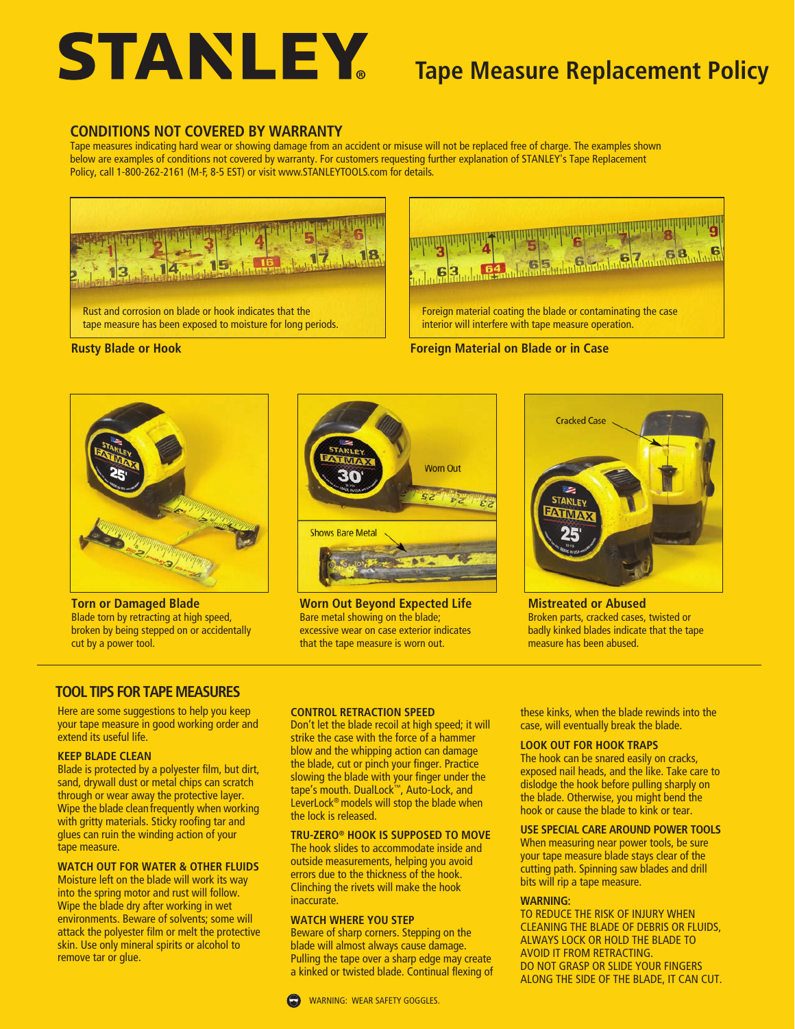# STANLEY® Tape Measure Replacement Policy

## CONDITIONS NOT COVERED BY WARRANTY

Tape measures indicating hard wear or showing damage from an accident or misuse will not be replaced free of charge. The examples shown below are examples of conditions not covered by warranty. For customers requesting further explanation of STANLEY's Tape Replacement Policy, call 1-800-262-2161 (M-F, 8-5 EST) or visit www.STANLEYTOOLS.com for details.

Rust and corrosion on blade or hook indicates that the tape measure has been exposed to moisture for long periods.

**Rusty Blade or Hook**

Foreign material coating the blade or contaminating the case interior will interfere with tape measure operation.

**Foreign Material on Blade or in Case**

**Torn or Damaged Blade**
Blade torn by retracting at high speed, broken by being stepped on or accidentally cut by a power tool.

Worn Out

Shows Bare Metal

**Worn Out Beyond Expected Life**
Bare metal showing on the blade; excessive wear on case exterior indicates that the tape measure is worn out.

Cracked Case

**Mistreated or Abused**
Broken parts, cracked cases, twisted or badly kinked blades indicate that the tape measure has been abused.

## TOOL TIPS FOR TAPE MEASURES

Here are some suggestions to help you keep your tape measure in good working order and extend its useful life.

### KEEP BLADE CLEAN

Blade is protected by a polyester film, but dirt, sand, drywall dust or metal chips can scratch through or wear away the protective layer. Wipe the blade clean frequently when working with gritty materials. Sticky roofing tar and glues can ruin the winding action of your tape measure.

### WATCH OUT FOR WATER & OTHER FLUIDS

Moisture left on the blade will work its way into the spring motor and rust will follow. Wipe the blade dry after working in wet environments. Beware of solvents; some will attack the polyester film or melt the protective skin. Use only mineral spirits or alcohol to remove tar or glue.

### CONTROL RETRACTION SPEED

Don't let the blade recoil at high speed; it will strike the case with the force of a hammer blow and the whipping action can damage the blade, cut or pinch your finger. Practice slowing the blade with your finger under the tape's mouth. DualLock™, Auto-Lock, and LeverLock® models will stop the blade when the lock is released.

### TRU-ZERO® HOOK IS SUPPOSED TO MOVE

The hook slides to accommodate inside and outside measurements, helping you avoid errors due to the thickness of the hook. Clinching the rivets will make the hook inaccurate.

### WATCH WHERE YOU STEP

Beware of sharp corners. Stepping on the blade will almost always cause damage. Pulling the tape over a sharp edge may create a kinked or twisted blade. Continual flexing of these kinks, when the blade rewinds into the case, will eventually break the blade.

### LOOK OUT FOR HOOK TRAPS

The hook can be snared easily on cracks, exposed nail heads, and the like. Take care to dislodge the hook before pulling sharply on the blade. Otherwise, you might bend the hook or cause the blade to kink or tear.

### USE SPECIAL CARE AROUND POWER TOOLS

When measuring near power tools, be sure your tape measure blade stays clear of the cutting path. Spinning saw blades and drill bits will rip a tape measure.

### WARNING:

TO REDUCE THE RISK OF INJURY WHEN CLEANING THE BLADE OF DEBRIS OR FLUIDS, ALWAYS LOCK OR HOLD THE BLADE TO AVOID IT FROM RETRACTING.
DO NOT GRASP OR SLIDE YOUR FINGERS ALONG THE SIDE OF THE BLADE, IT CAN CUT.

WARNING: WEAR SAFETY GOGGLES.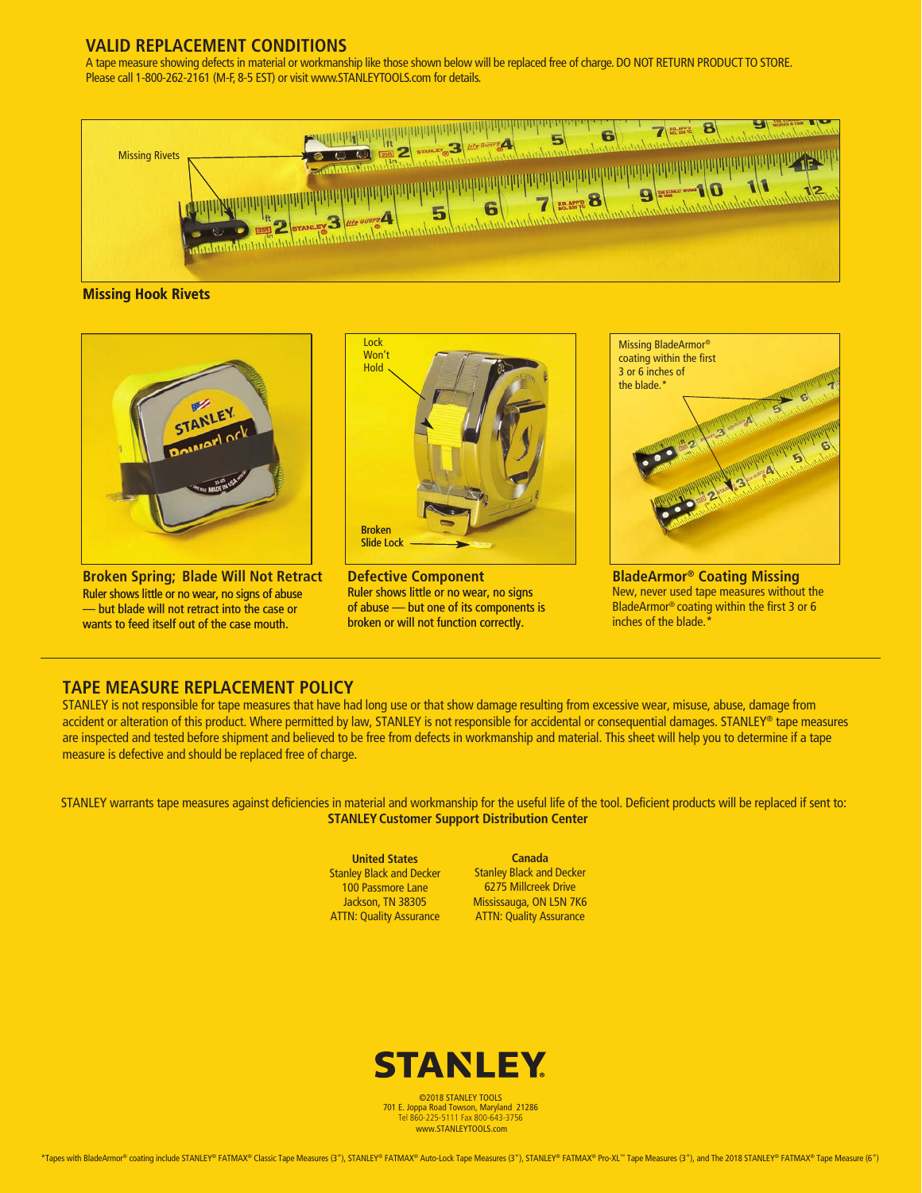## VALID REPLACEMENT CONDITIONS

A tape measure showing defects in material or workmanship like those shown below will be replaced free of charge. DO NOT RETURN PRODUCT TO STORE. Please call 1-800-262-2161 (M-F, 8-5 EST) or visit www.STANLEYTOOLS.com for details.

Missing Rivets

**Missing Hook Rivets**

**Broken Spring; Blade Will Not Retract**
Ruler shows little or no wear, no signs of abuse — but blade will not retract into the case or wants to feed itself out of the case mouth.

Lock Won't Hold

Broken Slide Lock

**Defective Component**
Ruler shows little or no wear, no signs of abuse — but one of its components is broken or will not function correctly.

Missing BladeArmor® coating within the first 3 or 6 inches of the blade.*

**BladeArmor® Coating Missing**
New, never used tape measures without the BladeArmor® coating within the first 3 or 6 inches of the blade.*

## TAPE MEASURE REPLACEMENT POLICY

STANLEY is not responsible for tape measures that have had long use or that show damage resulting from excessive wear, misuse, abuse, damage from accident or alteration of this product. Where permitted by law, STANLEY is not responsible for accidental or consequential damages. STANLEY® tape measures are inspected and tested before shipment and believed to be free from defects in workmanship and material. This sheet will help you to determine if a tape measure is defective and should be replaced free of charge.

STANLEY warrants tape measures against deficiencies in material and workmanship for the useful life of the tool. Deficient products will be replaced if sent to:

**STANLEY Customer Support Distribution Center**

**United States**
Stanley Black and Decker
100 Passmore Lane
Jackson, TN 38305
ATTN: Quality Assurance

**Canada**
Stanley Black and Decker
6275 Millcreek Drive
Mississauga, ON L5N 7K6
ATTN: Quality Assurance

STANLEY

©2018 STANLEY TOOLS
701 E. Joppa Road Towson, Maryland 21286
Tel 860-225-5111 Fax 800-643-3756
www.STANLEYTOOLS.com

*Tapes with BladeArmor® coating include STANLEY® FATMAX® Classic Tape Measures (3"), STANLEY® FATMAX® Auto-Lock Tape Measures (3"), STANLEY® FATMAX® Pro-XL™ Tape Measures (3"), and The 2018 STANLEY® FATMAX® Tape Measure (6")